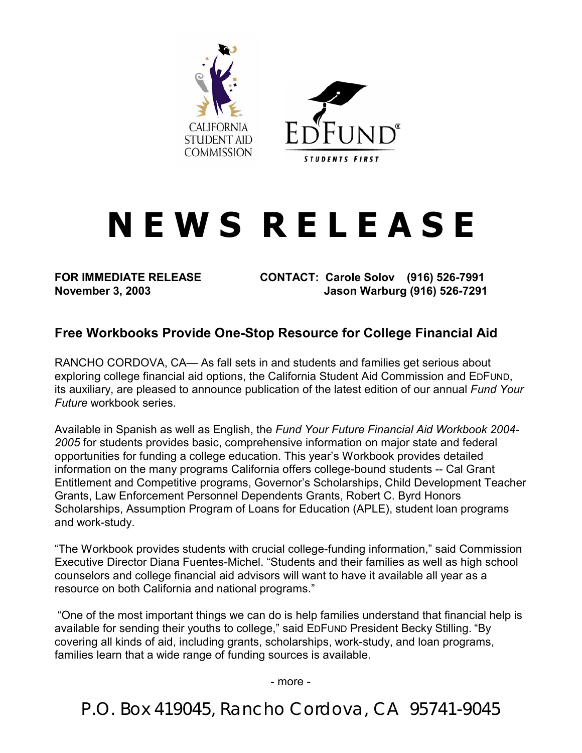CALIFORNIA STUDENT AID COMMISSION

EDFUND® STUDENTS FIRST

# NEWS RELEASE

**FOR IMMEDIATE RELEASE**
**November 3, 2003**

**CONTACT: Carole Solov (916) 526-7991**
**Jason Warburg (916) 526-7291**

## Free Workbooks Provide One-Stop Resource for College Financial Aid

RANCHO CORDOVA, CA— As fall sets in and students and families get serious about exploring college financial aid options, the California Student Aid Commission and EDFUND, its auxiliary, are pleased to announce publication of the latest edition of our annual *Fund Your Future* workbook series.

Available in Spanish as well as English, the *Fund Your Future Financial Aid Workbook 2004-2005* for students provides basic, comprehensive information on major state and federal opportunities for funding a college education. This year's Workbook provides detailed information on the many programs California offers college-bound students -- Cal Grant Entitlement and Competitive programs, Governor's Scholarships, Child Development Teacher Grants, Law Enforcement Personnel Dependents Grants, Robert C. Byrd Honors Scholarships, Assumption Program of Loans for Education (APLE), student loan programs and work-study.

"The Workbook provides students with crucial college-funding information," said Commission Executive Director Diana Fuentes-Michel. "Students and their families as well as high school counselors and college financial aid advisors will want to have it available all year as a resource on both California and national programs."

"One of the most important things we can do is help families understand that financial help is available for sending their youths to college," said EDFUND President Becky Stilling. "By covering all kinds of aid, including grants, scholarships, work-study, and loan programs, families learn that a wide range of funding sources is available.

- more -

P.O. Box 419045, Rancho Cordova, CA 95741-9045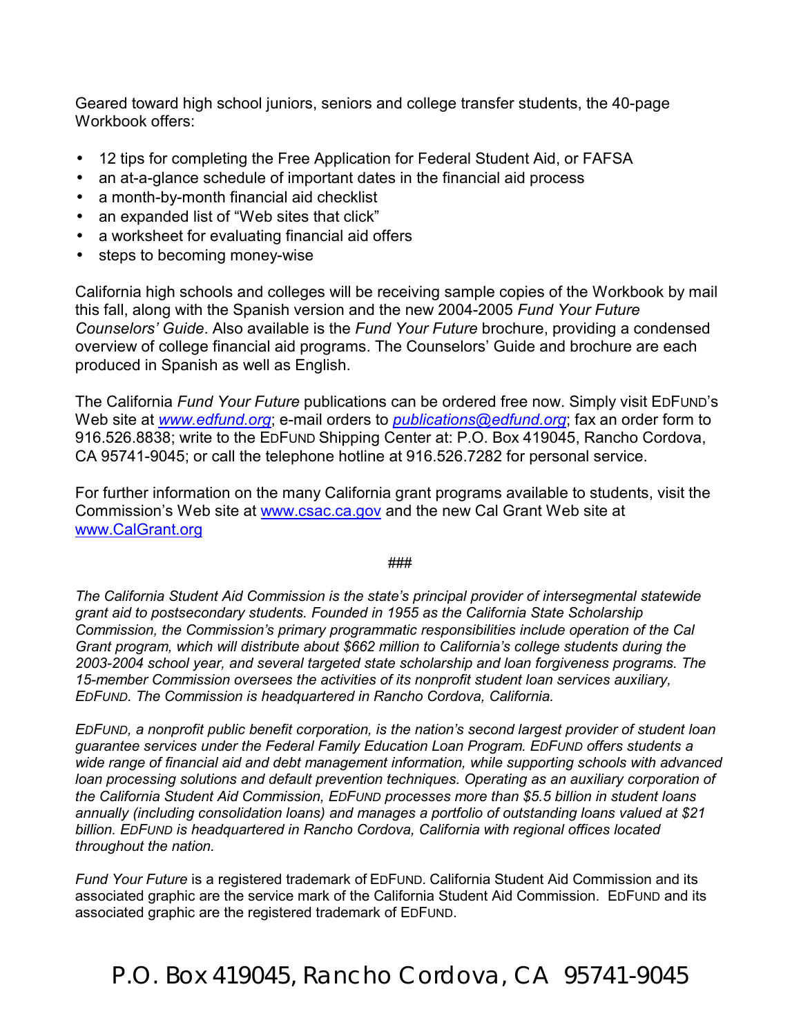Geared toward high school juniors, seniors and college transfer students, the 40-page Workbook offers:

- 12 tips for completing the Free Application for Federal Student Aid, or FAFSA
- an at-a-glance schedule of important dates in the financial aid process
- a month-by-month financial aid checklist
- an expanded list of "Web sites that click"
- a worksheet for evaluating financial aid offers
- steps to becoming money-wise

California high schools and colleges will be receiving sample copies of the Workbook by mail this fall, along with the Spanish version and the new 2004-2005 *Fund Your Future Counselors' Guide*. Also available is the *Fund Your Future* brochure, providing a condensed overview of college financial aid programs. The Counselors' Guide and brochure are each produced in Spanish as well as English.

The California *Fund Your Future* publications can be ordered free now. Simply visit EDFUND's Web site at *www.edfund.org*; e-mail orders to *publications@edfund.org*; fax an order form to 916.526.8838; write to the EDFUND Shipping Center at: P.O. Box 419045, Rancho Cordova, CA 95741-9045; or call the telephone hotline at 916.526.7282 for personal service.

For further information on the many California grant programs available to students, visit the Commission's Web site at www.csac.ca.gov and the new Cal Grant Web site at www.CalGrant.org

###

*The California Student Aid Commission is the state's principal provider of intersegmental statewide grant aid to postsecondary students. Founded in 1955 as the California State Scholarship Commission, the Commission's primary programmatic responsibilities include operation of the Cal Grant program, which will distribute about $662 million to California's college students during the 2003-2004 school year, and several targeted state scholarship and loan forgiveness programs. The 15-member Commission oversees the activities of its nonprofit student loan services auxiliary, EDFUND. The Commission is headquartered in Rancho Cordova, California.*

*EDFUND, a nonprofit public benefit corporation, is the nation's second largest provider of student loan guarantee services under the Federal Family Education Loan Program. EDFUND offers students a wide range of financial aid and debt management information, while supporting schools with advanced loan processing solutions and default prevention techniques. Operating as an auxiliary corporation of the California Student Aid Commission, EDFUND processes more than $5.5 billion in student loans annually (including consolidation loans) and manages a portfolio of outstanding loans valued at $21 billion. EDFUND is headquartered in Rancho Cordova, California with regional offices located throughout the nation.*

*Fund Your Future* is a registered trademark of EDFUND. California Student Aid Commission and its associated graphic are the service mark of the California Student Aid Commission. EDFUND and its associated graphic are the registered trademark of EDFUND.

P.O. Box 419045, Rancho Cordova, CA 95741-9045